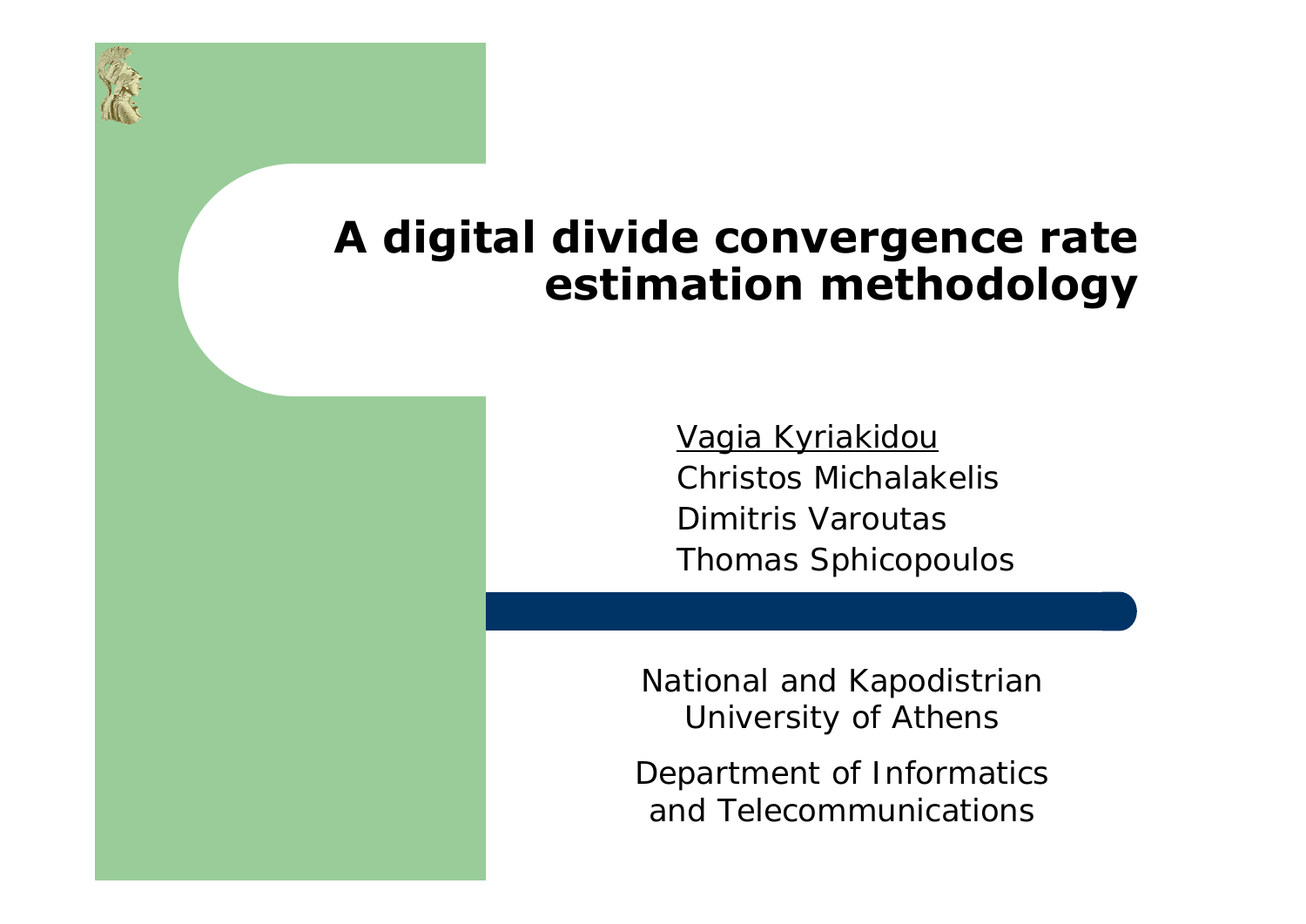# A digital divide convergence rate estimation methodology

<u>Vagia Kyriakidou</u>
Christos Michalakelis
Dimitris Varoutas
Thomas Sphicopoulos

National and Kapodistrian University of Athens

Department of Informatics and Telecommunications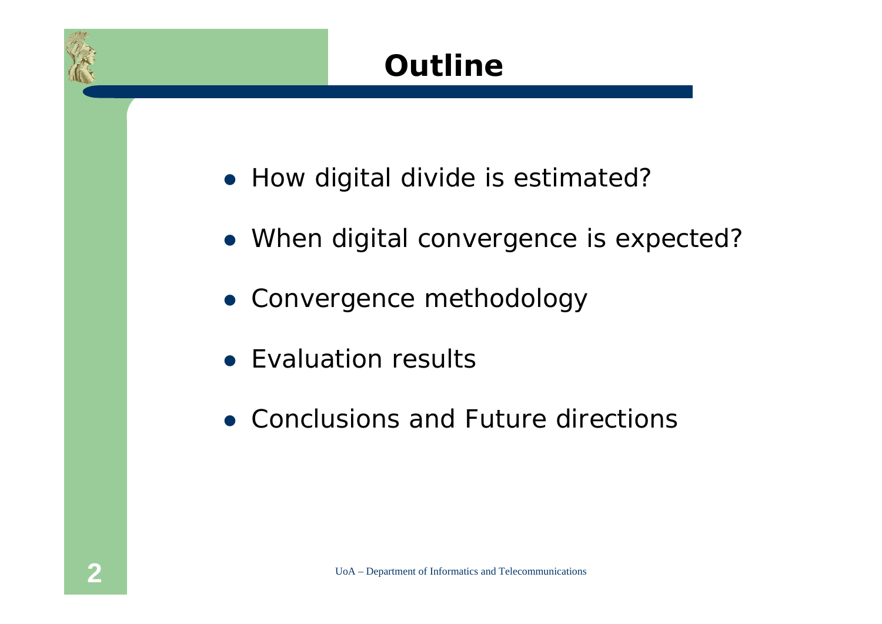# Outline

- How digital divide is estimated?
- When digital convergence is expected?
- Convergence methodology
- Evaluation results
- Conclusions and Future directions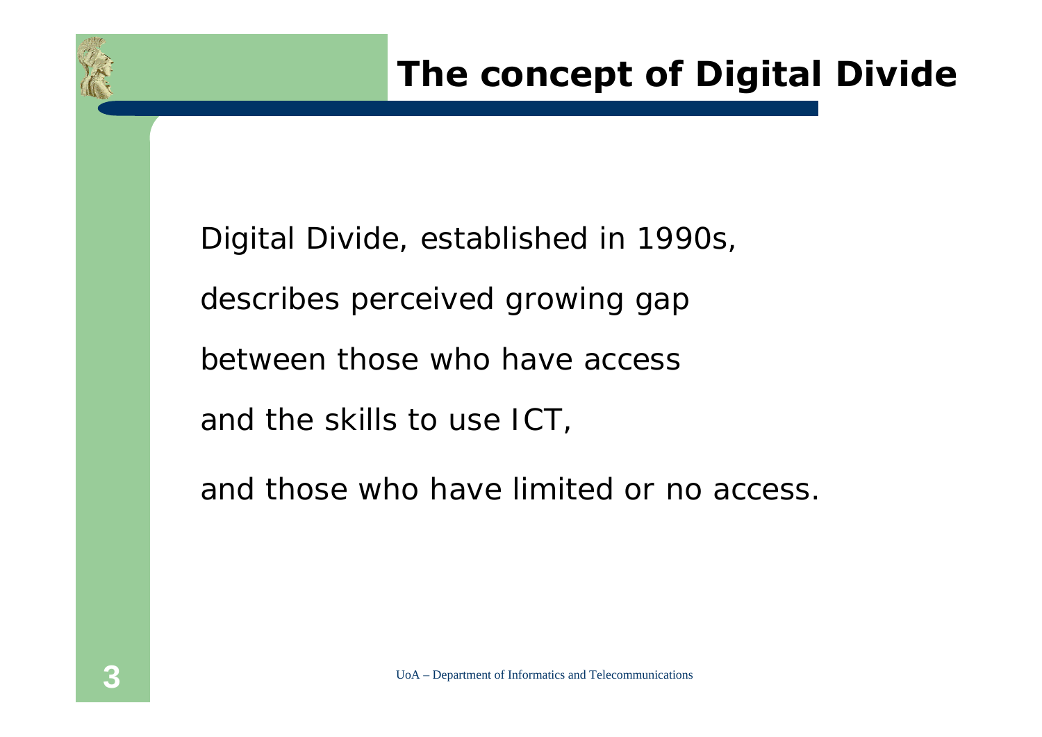# The concept of Digital Divide

Digital Divide, established in 1990s,

describes perceived growing gap

between those who have access

and the skills to use ICT,

and those who have limited or no access.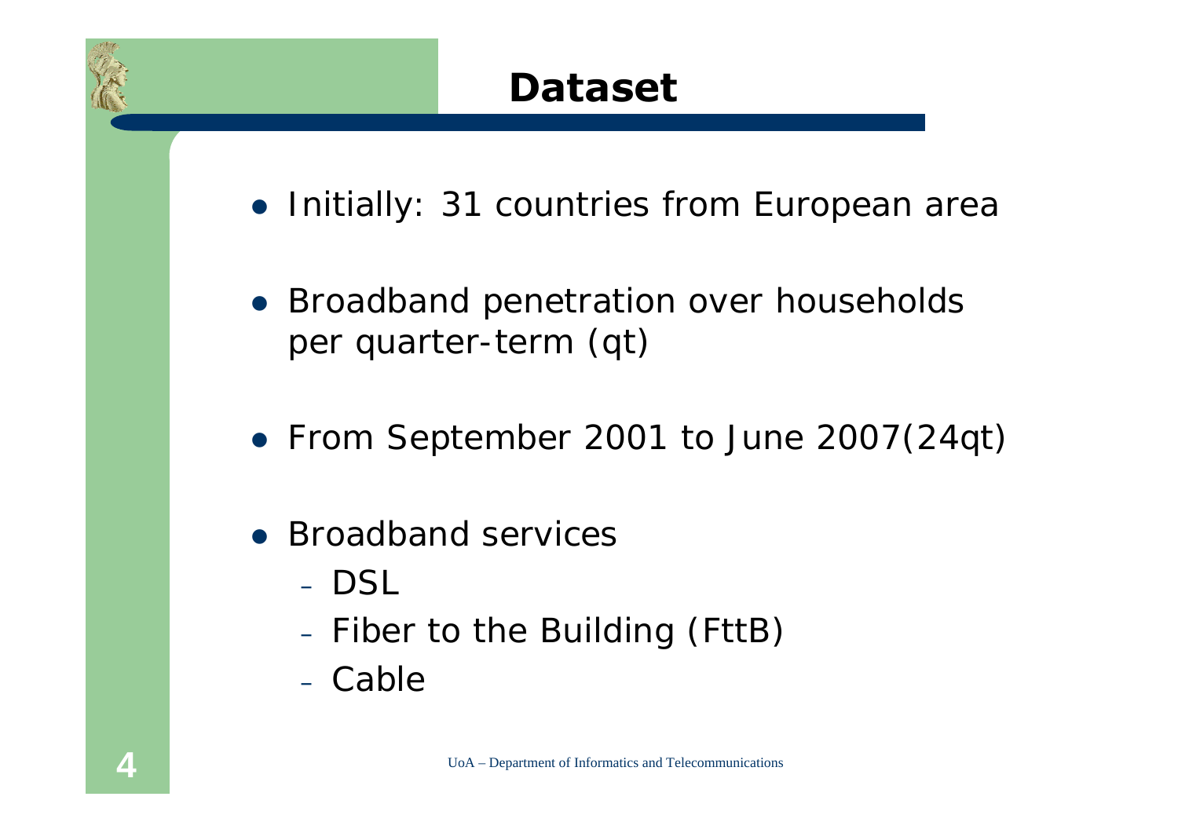# Dataset

- Initially: 31 countries from European area
- Broadband penetration over households per quarter-term (qt)
- From September 2001 to June 2007(24qt)
- Broadband services
  - DSL
  - Fiber to the Building (FttB)
  - Cable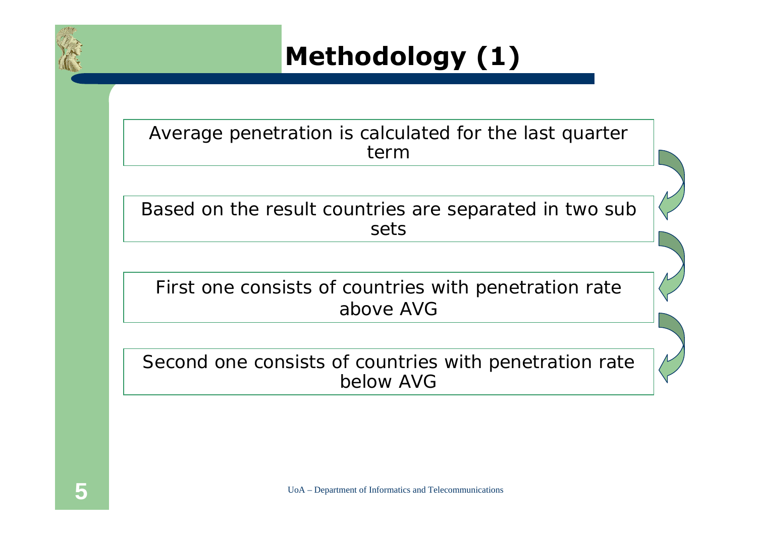# Methodology (1)

Average penetration is calculated for the last quarter term

Based on the result countries are separated in two sub sets

First one consists of countries with penetration rate above AVG

Second one consists of countries with penetration rate below AVG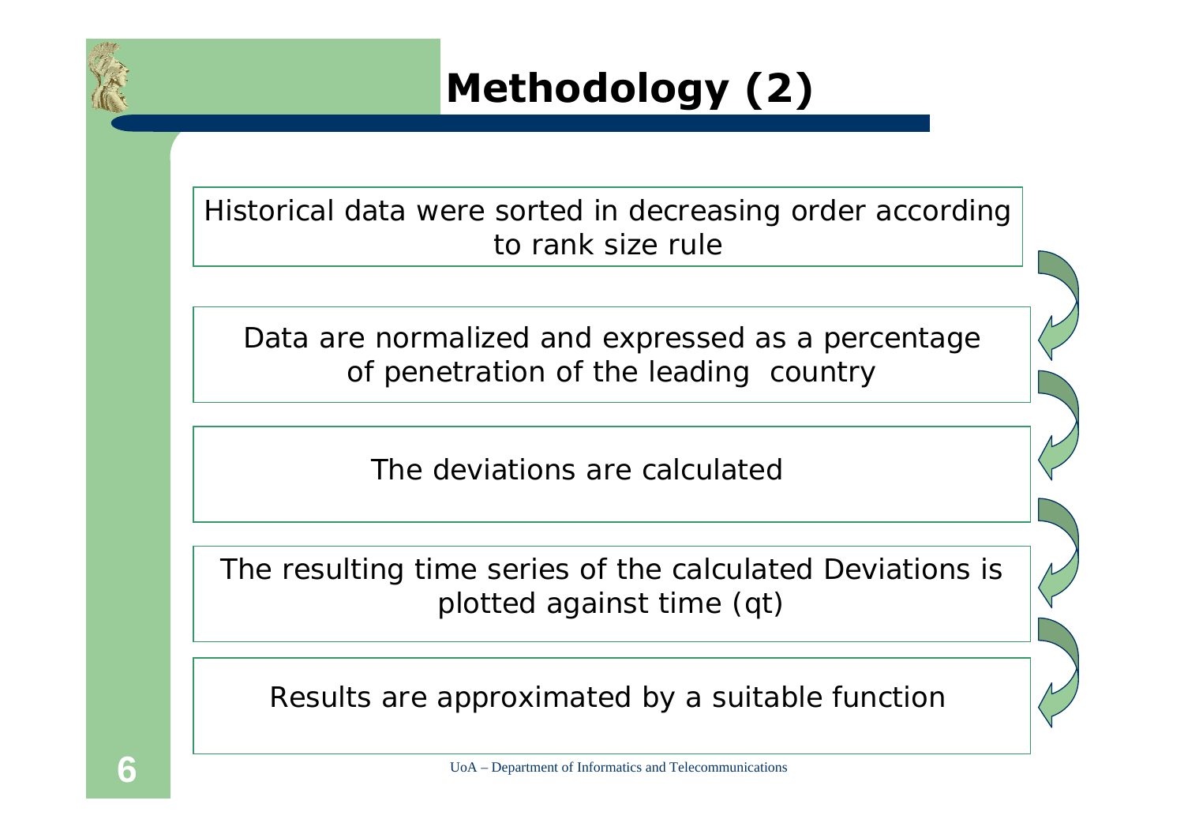# Methodology (2)

Historical data were sorted in decreasing order according to rank size rule

Data are normalized and expressed as a percentage of penetration of the leading country

The deviations are calculated

The resulting time series of the calculated Deviations is plotted against time (qt)

Results are approximated by a suitable function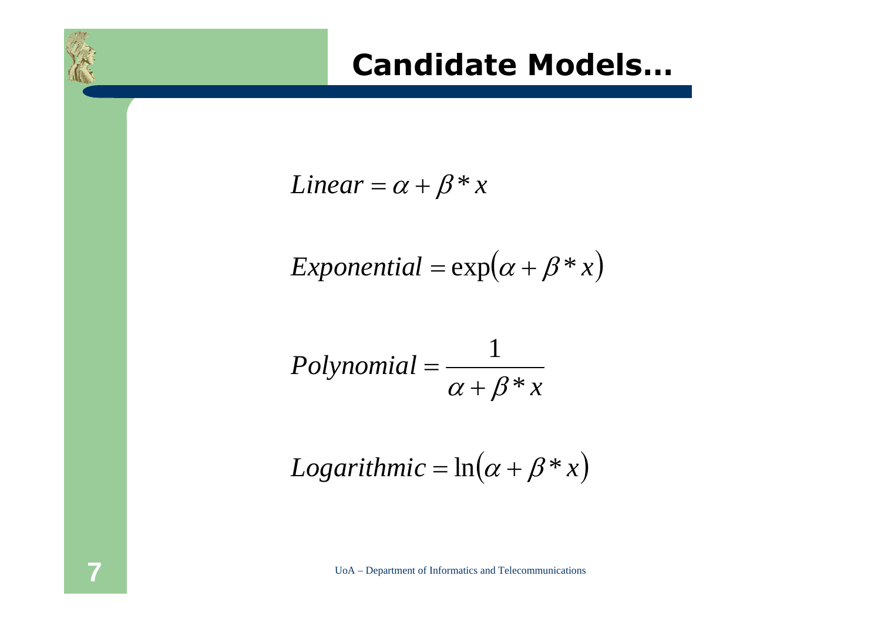# Candidate Models…

$$Linear = \alpha + \beta * x$$

$$Exponential = \exp(\alpha + \beta * x)$$

$$Polynomial = \frac{1}{\alpha + \beta * x}$$

$$Logarithmic = \ln(\alpha + \beta * x)$$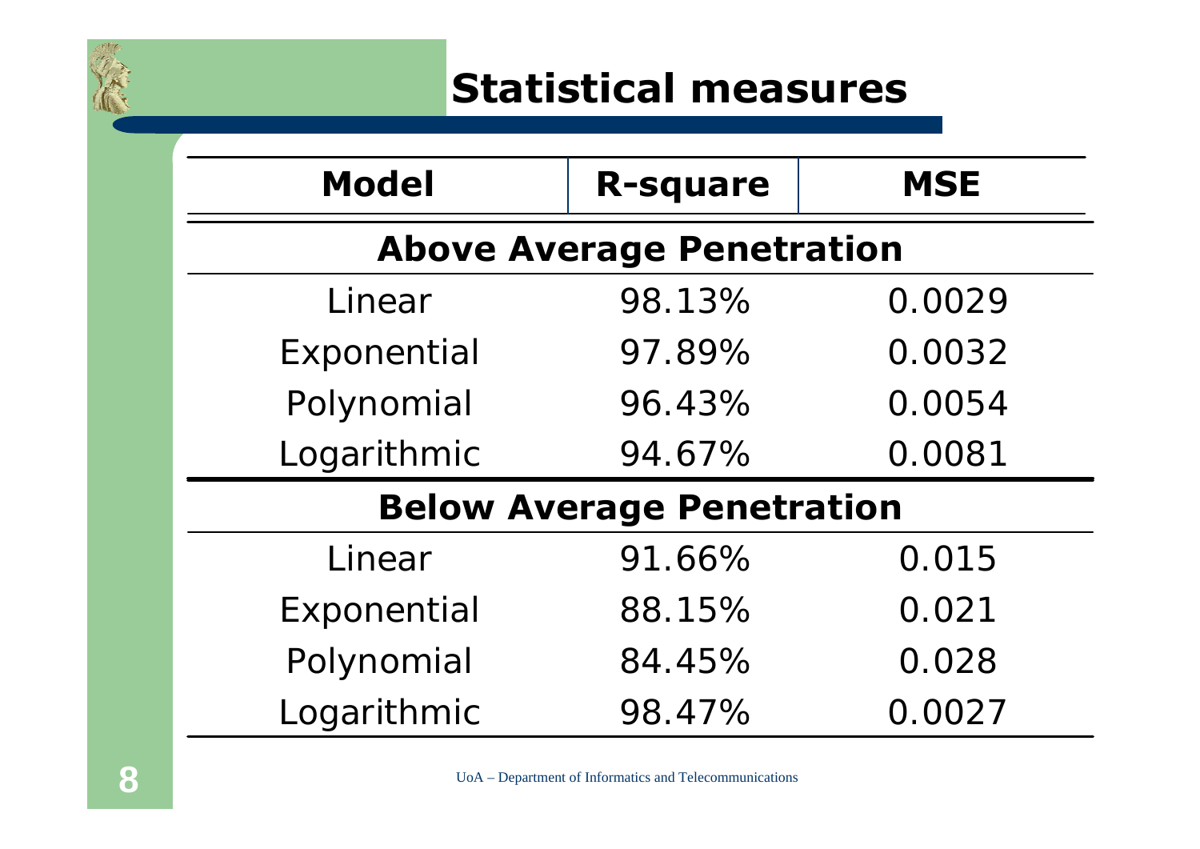# Statistical measures

| Model | R-square | MSE |
|---|---|---|
| **Above Average Penetration** | | |
| Linear | 98.13% | 0.0029 |
| Exponential | 97.89% | 0.0032 |
| Polynomial | 96.43% | 0.0054 |
| Logarithmic | 94.67% | 0.0081 |
| **Below Average Penetration** | | |
| Linear | 91.66% | 0.015 |
| Exponential | 88.15% | 0.021 |
| Polynomial | 84.45% | 0.028 |
| Logarithmic | 98.47% | 0.0027 |

UoA – Department of Informatics and Telecommunications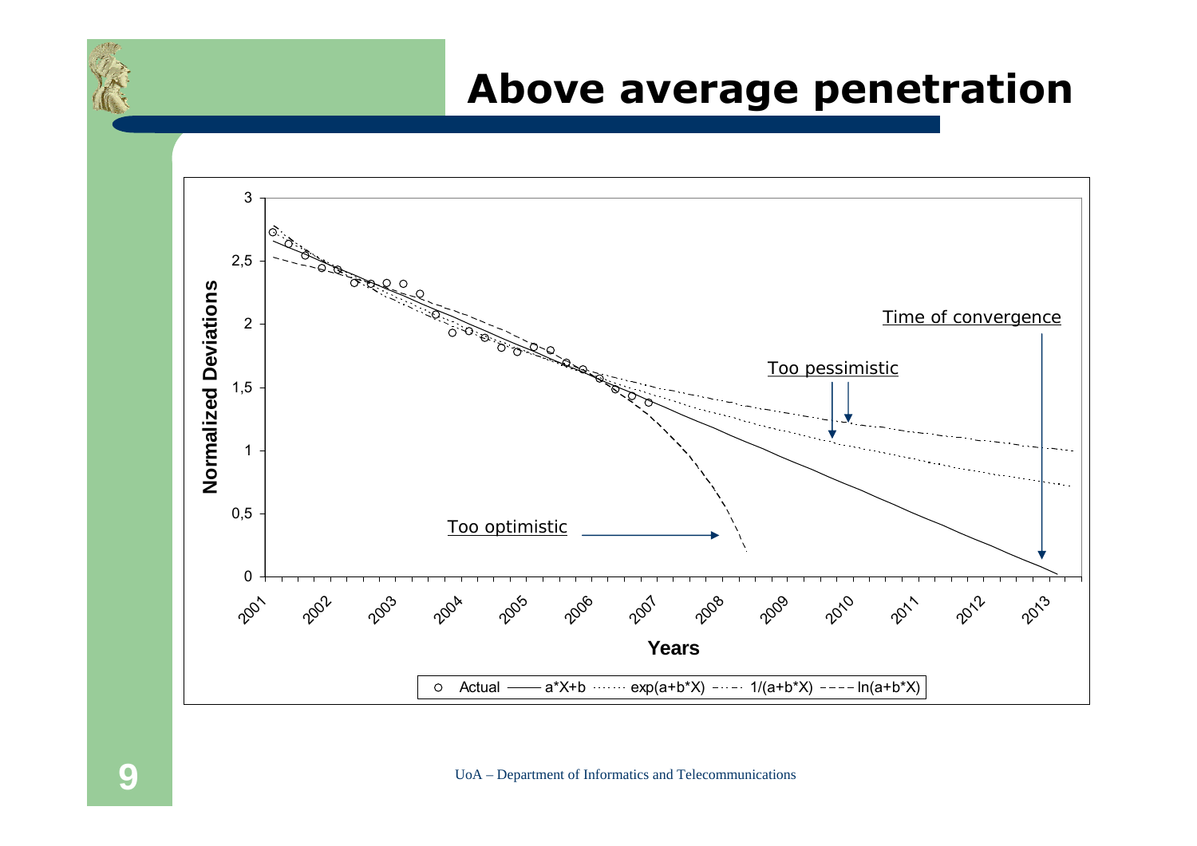# Above average penetration

Normalized Deviations (y-axis, 0 to 3) vs. Years (x-axis, 2001 to 2013)

Legend: Actual, $a*X+b$, $\exp(a+b*X)$, $1/(a+b*X)$, $\ln(a+b*X)$

Annotations: Time of convergence; Too pessimistic; Too optimistic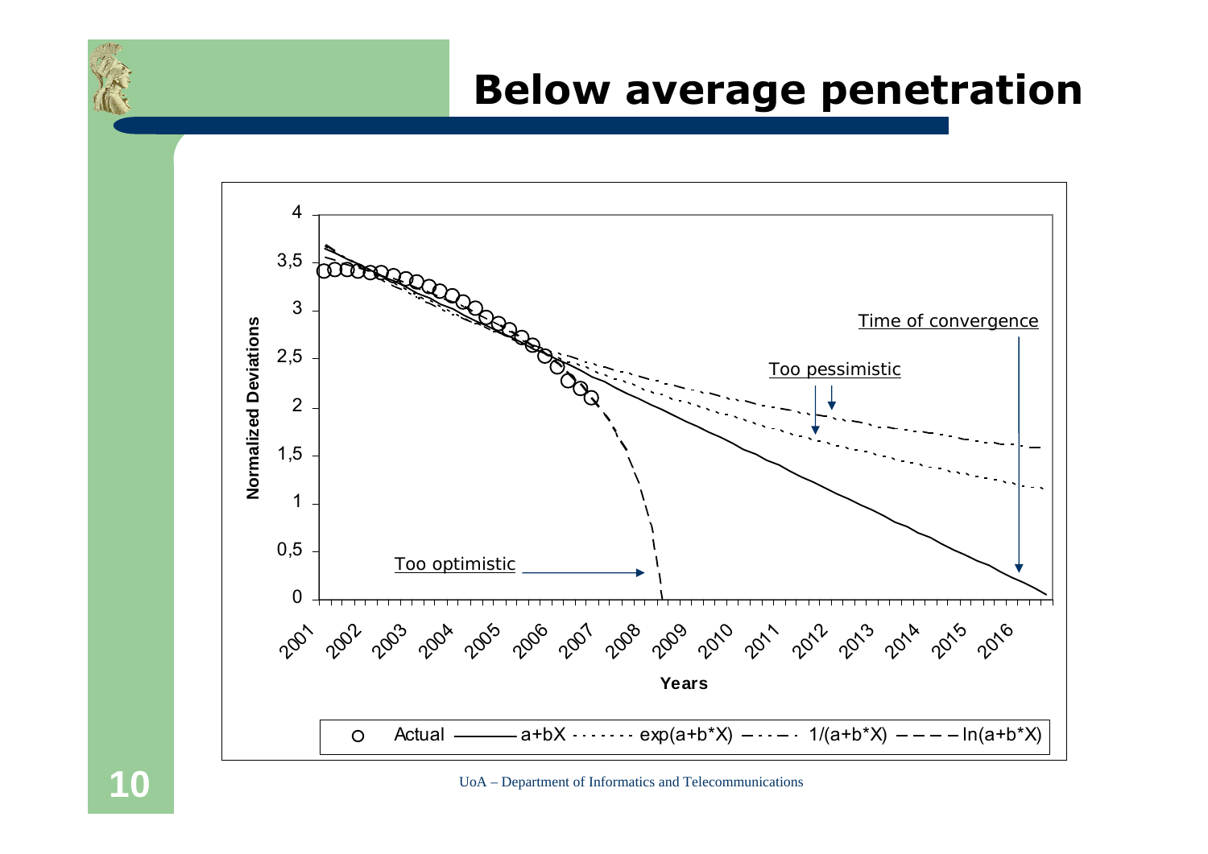# Below average penetration

Normalized Deviations

4
3,5
3
2,5
2
1,5
1
0,5
0

2001 2002 2003 2004 2005 2006 2007 2008 2009 2010 2011 2012 2013 2014 2015 2016

Years

Time of convergence

Too pessimistic

Too optimistic

Actual —— a+bX ······ exp(a+b*X) –·–· 1/(a+b*X) – – – ln(a+b*X)

UoA – Department of Informatics and Telecommunications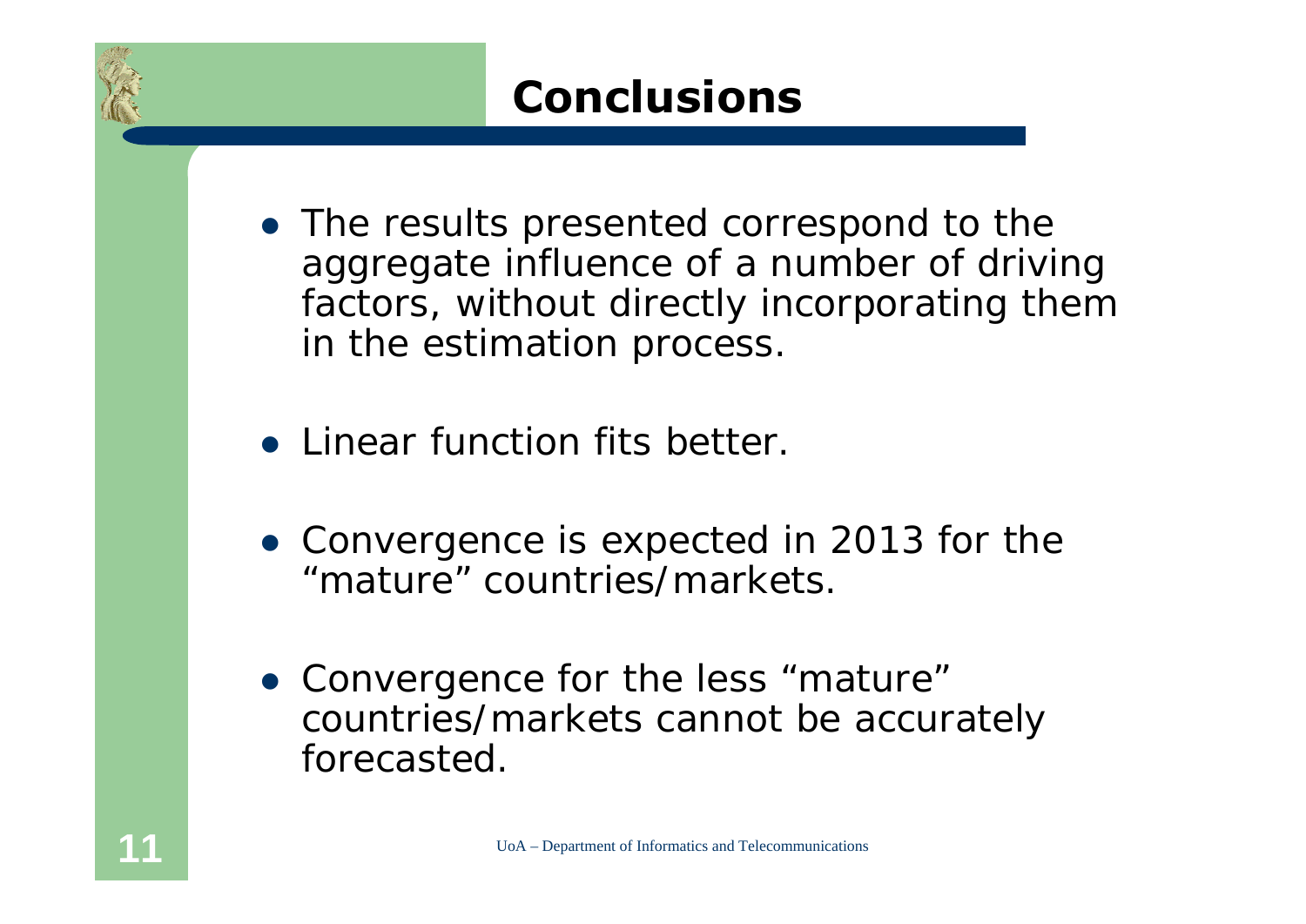# Conclusions

- The results presented correspond to the aggregate influence of a number of driving factors, without directly incorporating them in the estimation process.
- Linear function fits better.
- Convergence is expected in 2013 for the "mature" countries/markets.
- Convergence for the less "mature" countries/markets cannot be accurately forecasted.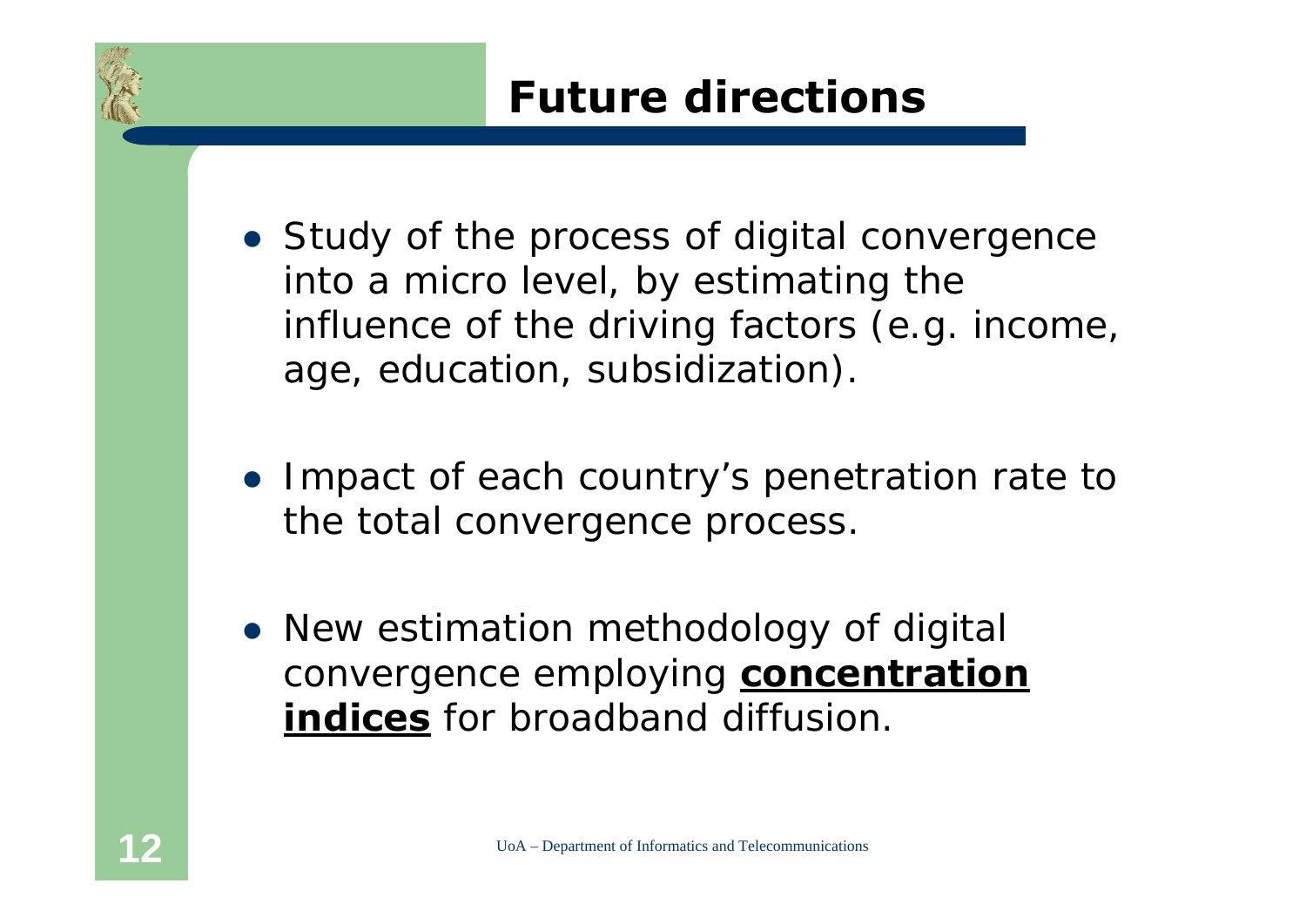# Future directions

- Study of the process of digital convergence into a micro level, by estimating the influence of the driving factors (e.g. income, age, education, subsidization).
- Impact of each country's penetration rate to the total convergence process.
- New estimation methodology of digital convergence employing **concentration indices** for broadband diffusion.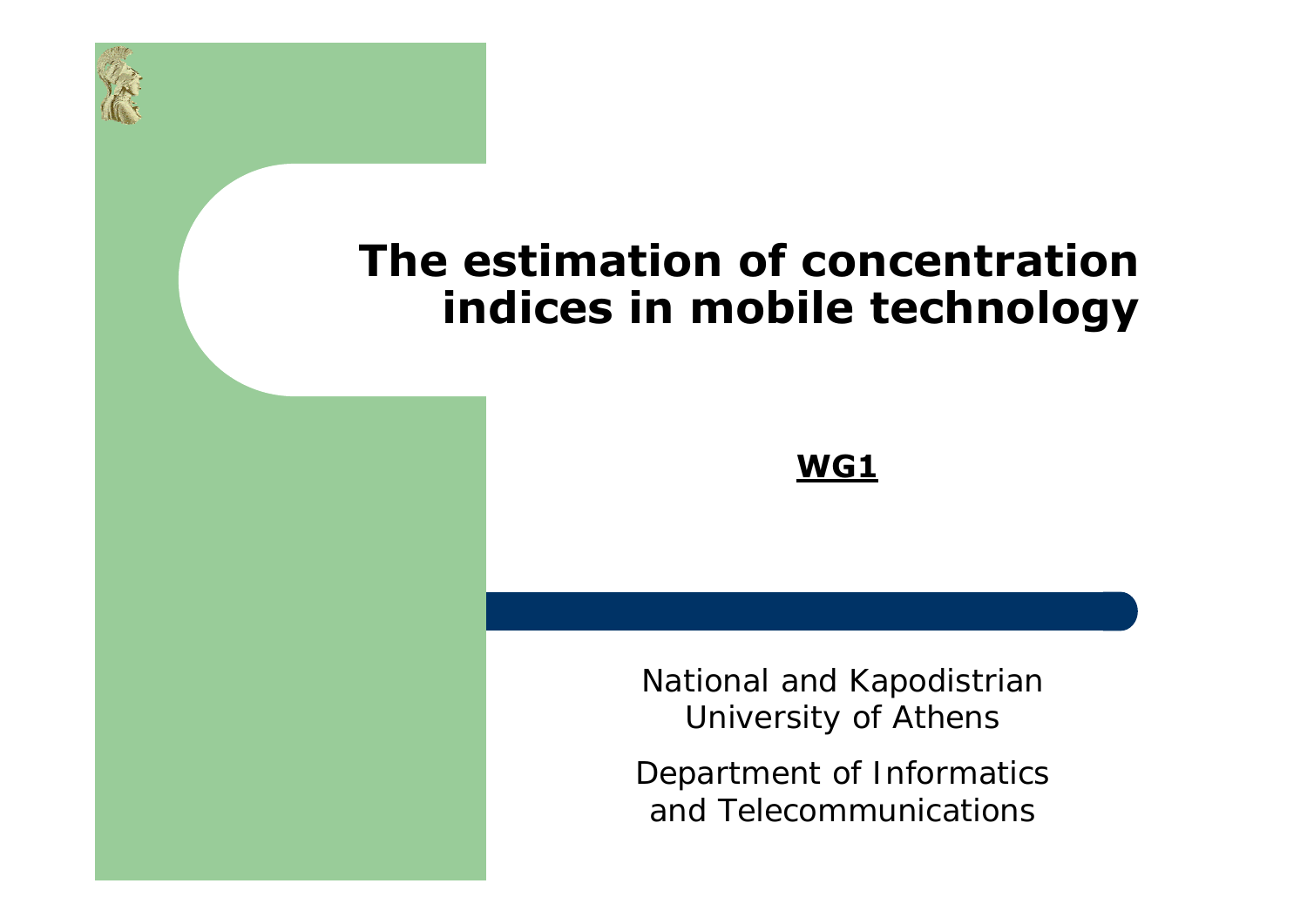# The estimation of concentration indices in mobile technology

**WG1**

National and Kapodistrian University of Athens

Department of Informatics and Telecommunications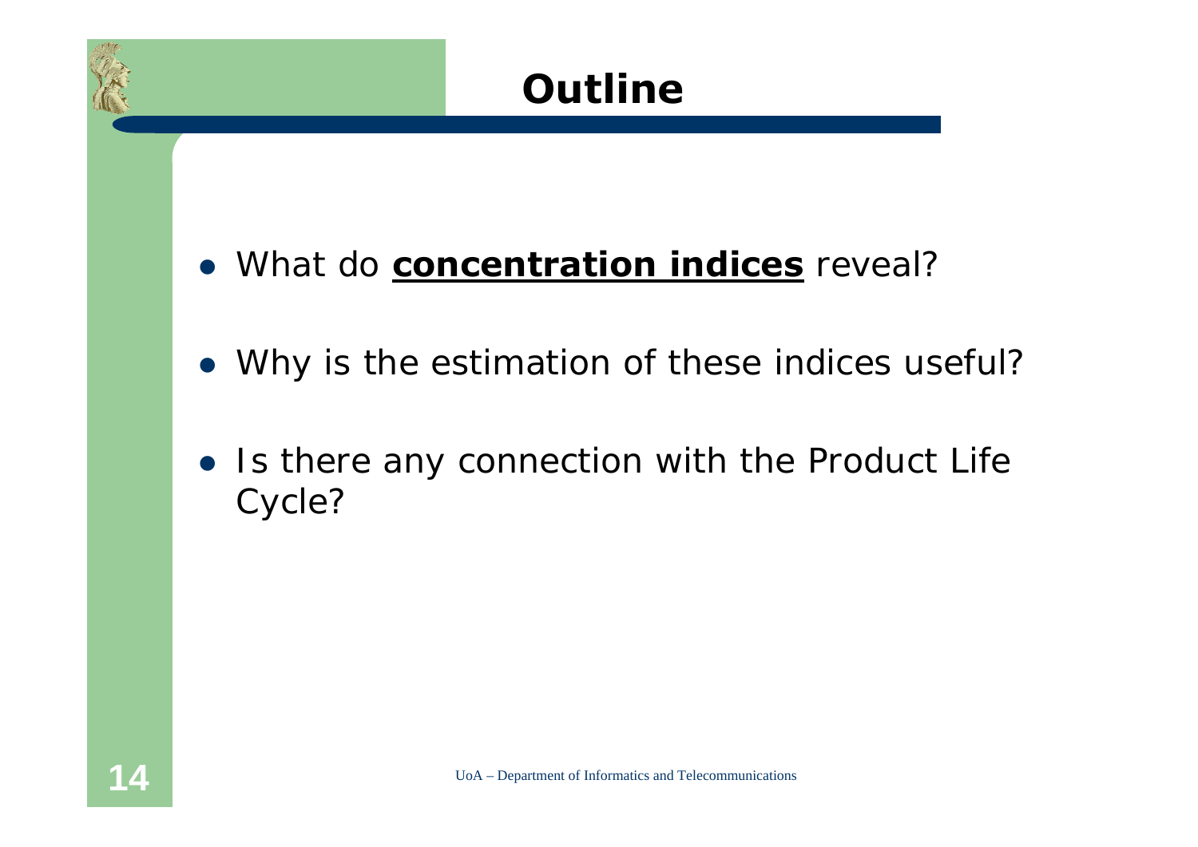# Outline

- What do **<u>concentration indices</u>** reveal?
- Why is the estimation of these indices useful?
- Is there any connection with the Product Life Cycle?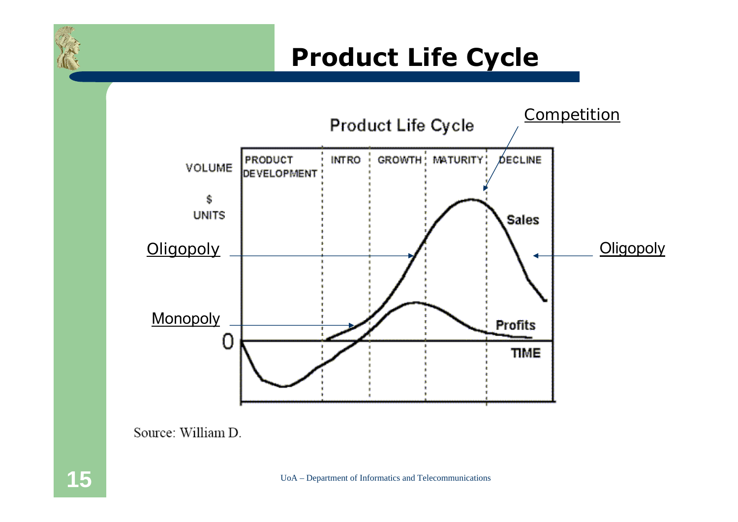# Product Life Cycle

Product Life Cycle

| PRODUCT DEVELOPMENT | INTRO | GROWTH | MATURITY | DECLINE |
|---|---|---|---|---|

VOLUME

$

UNITS

Sales

Profits

0

TIME

Competition

Oligopoly

Monopoly

Oligopoly

Source: William D.

UoA – Department of Informatics and Telecommunications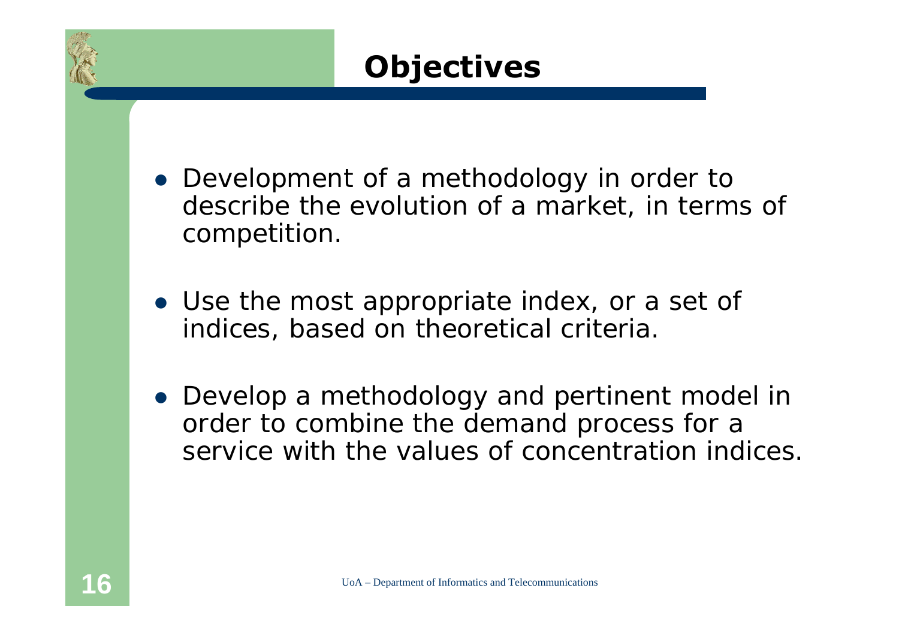# Objectives

- Development of a methodology in order to describe the evolution of a market, in terms of competition.
- Use the most appropriate index, or a set of indices, based on theoretical criteria.
- Develop a methodology and pertinent model in order to combine the demand process for a service with the values of concentration indices.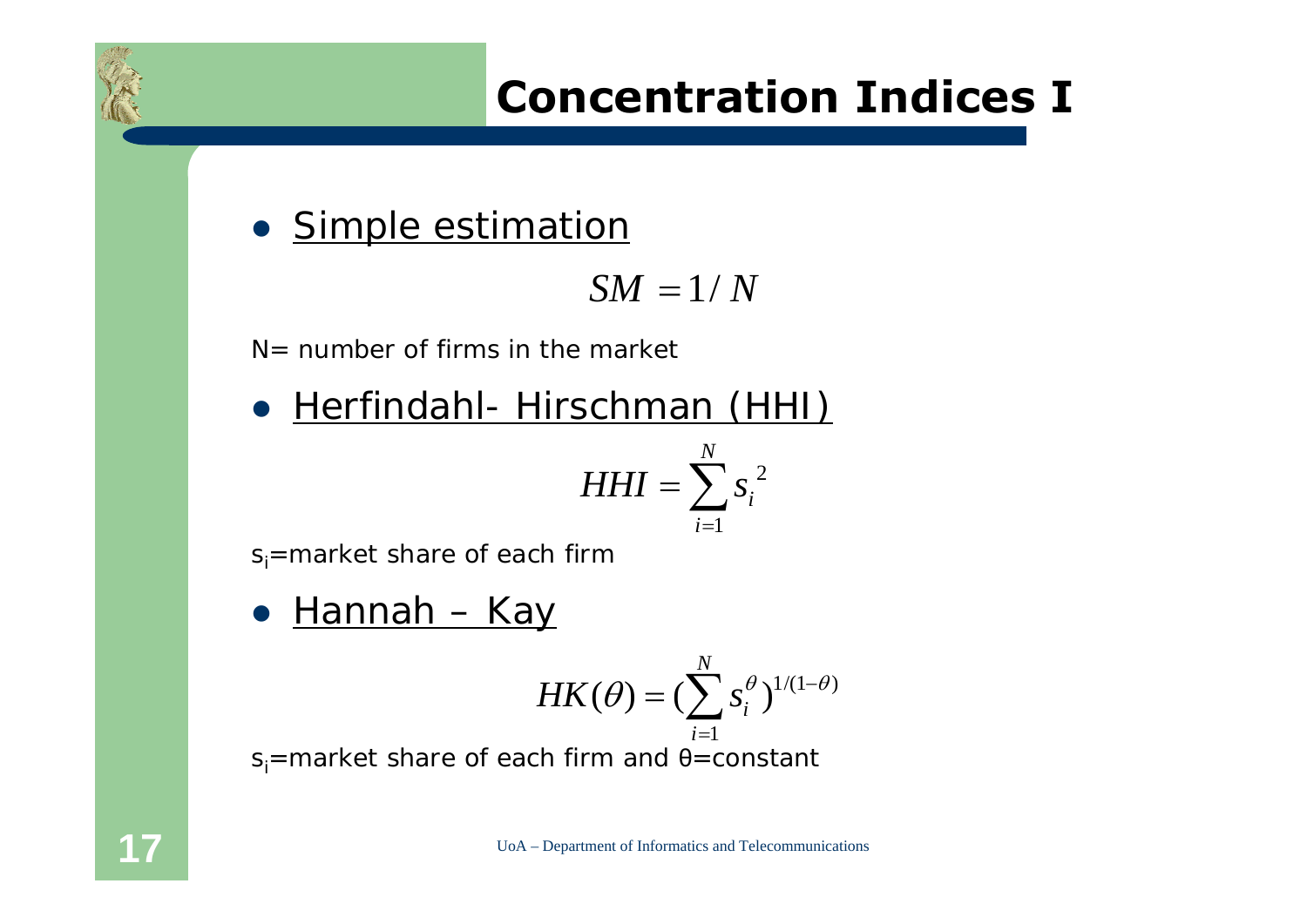# Concentration Indices I

- Simple estimation

$$SM = 1/N$$

N= number of firms in the market

- Herfindahl- Hirschman (HHI)

$$HHI = \sum_{i=1}^{N} {s_i}^2$$

$s_i$=market share of each firm

- Hannah – Kay

$$HK(\theta) = (\sum_{i=1}^{N} s_i^{\theta})^{1/(1-\theta)}$$

$s_i$=market share of each firm and $\theta$=constant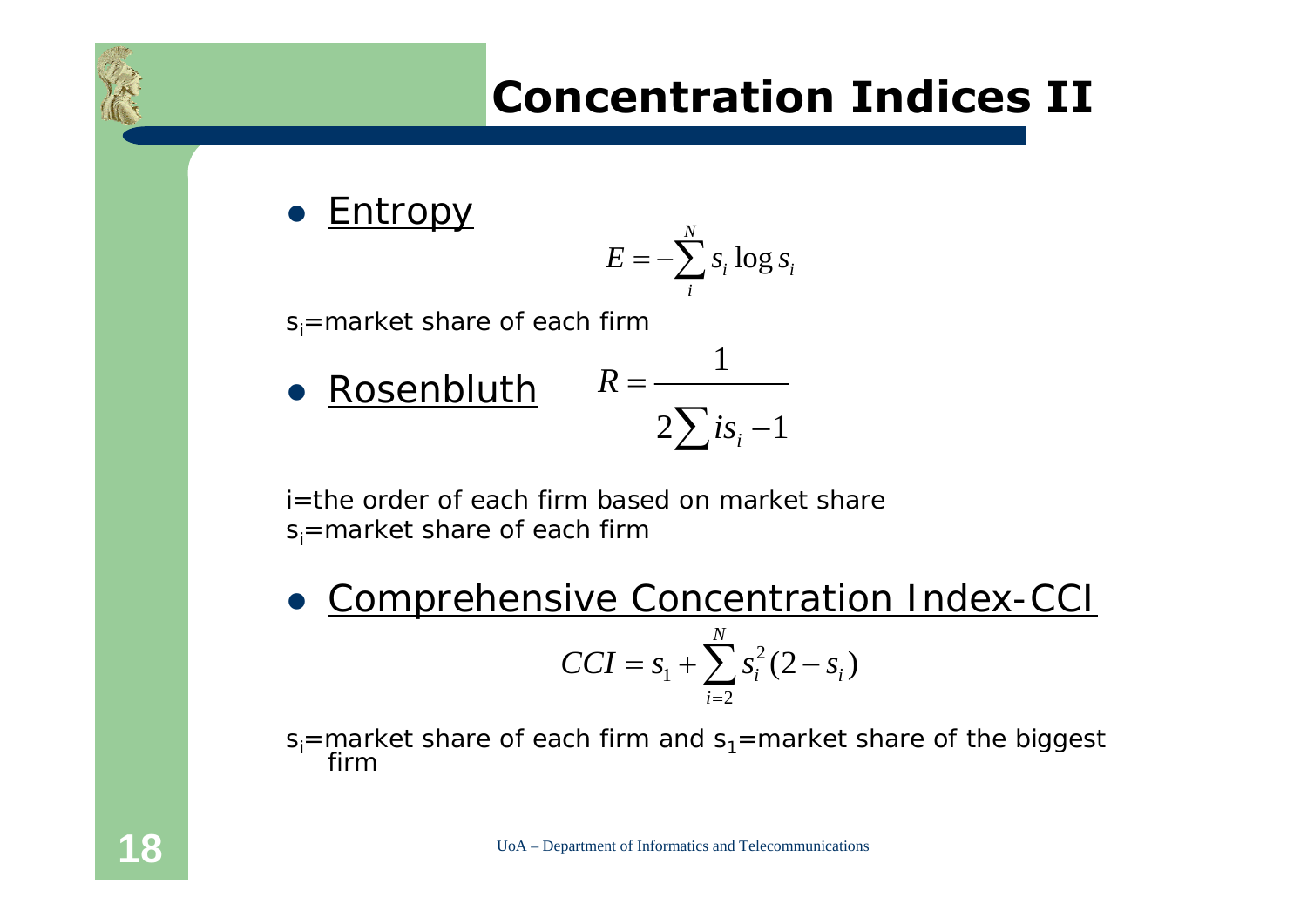# Concentration Indices II

- Entropy

$$E = -\sum_{i}^{N} s_i \log s_i$$

$s_i$=market share of each firm

- Rosenbluth

$$R = \frac{1}{2\sum i s_i - 1}$$

i=the order of each firm based on market share
$s_i$=market share of each firm

- Comprehensive Concentration Index-CCI

$$CCI = s_1 + \sum_{i=2}^{N} s_i^2 (2 - s_i)$$

$s_i$=market share of each firm and $s_1$=market share of the biggest firm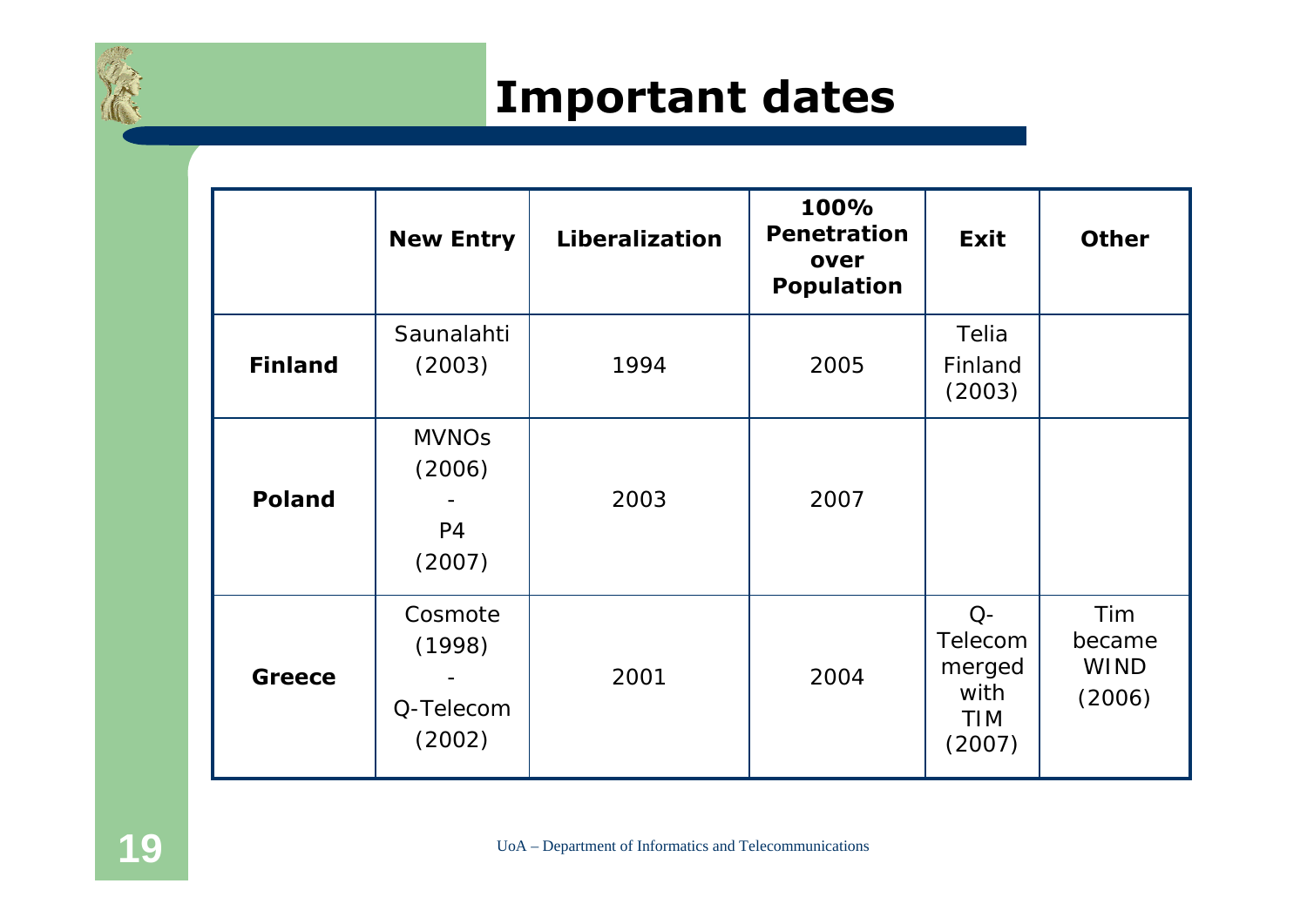# Important dates

| | New Entry | Liberalization | 100% Penetration over Population | Exit | Other |
|---|---|---|---|---|---|
| **Finland** | Saunalahti (2003) | 1994 | 2005 | Telia Finland (2003) | |
| **Poland** | MVNOs (2006) - P4 (2007) | 2003 | 2007 | | |
| **Greece** | Cosmote (1998) - Q-Telecom (2002) | 2001 | 2004 | Q-Telecom merged with TIM (2007) | Tim became WIND (2006) |

UoA – Department of Informatics and Telecommunications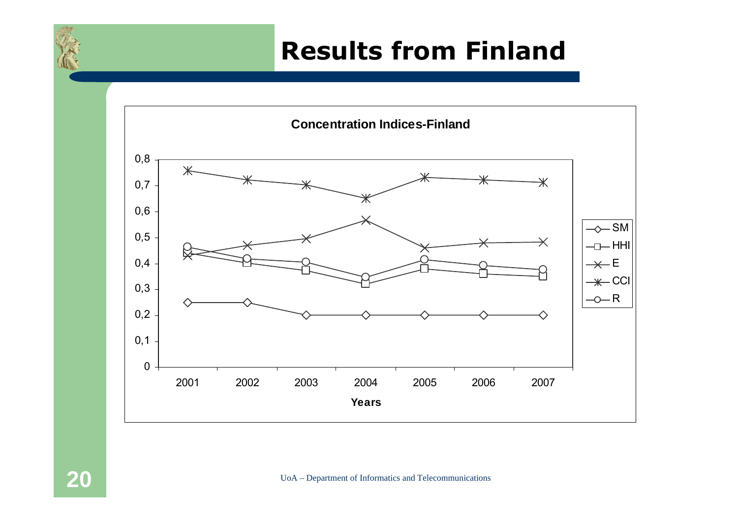# Results from Finland

**Concentration Indices-Finland**

0,8
0,7
0,6
0,5
0,4
0,3
0,2
0,1
0

2001 2002 2003 2004 2005 2006 2007

**Years**

SM
HHI
E
CCI
R

UoA – Department of Informatics and Telecommunications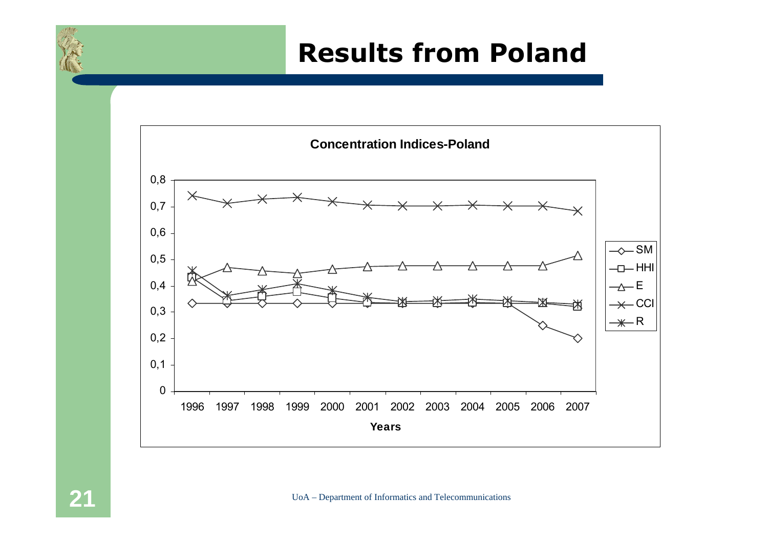# Results from Poland

**Concentration Indices-Poland**

Legend: SM, HHI, E, CCI, R

Y-axis: 0 – 0,8

X-axis (Years): 1996, 1997, 1998, 1999, 2000, 2001, 2002, 2003, 2004, 2005, 2006, 2007

UoA – Department of Informatics and Telecommunications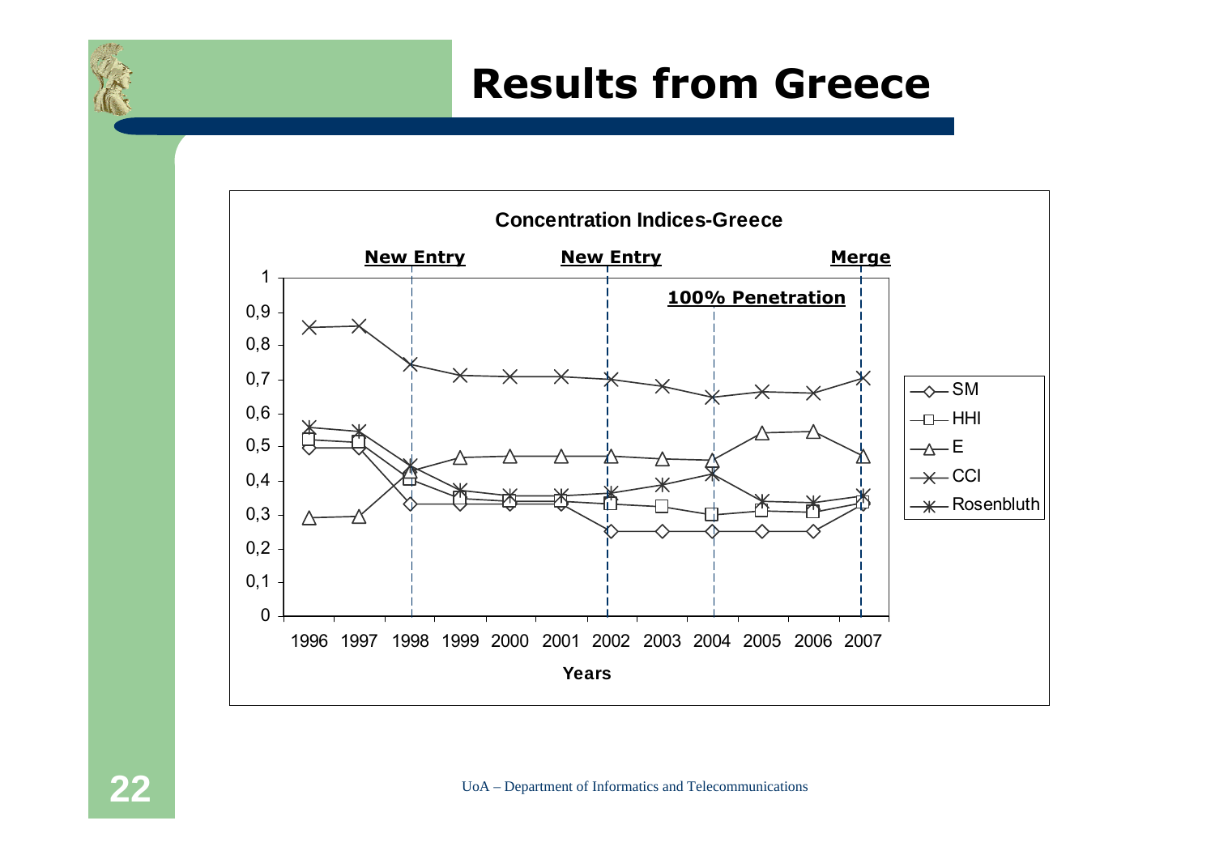# Results from Greece

**Concentration Indices-Greece**

**New Entry** (1998) **New Entry** (2002) **100% Penetration** (2004) **Merge** (2007)

| Years | SM | HHI | E | CCI | Rosenbluth |
|---|---|---|---|---|---|
| 1996 | 0,5 | 0,52 | 0,29 | 0,855 | 0,56 |
| 1997 | 0,5 | 0,515 | 0,295 | 0,86 | 0,55 |
| 1998 | 0,333 | 0,4 | 0,43 | 0,745 | 0,45 |
| 1999 | 0,333 | 0,35 | 0,47 | 0,71 | 0,375 |
| 2000 | 0,333 | 0,34 | 0,473 | 0,71 | 0,36 |
| 2001 | 0,333 | 0,34 | 0,473 | 0,71 | 0,36 |
| 2002 | 0,25 | 0,333 | 0,473 | 0,70 | 0,365 |
| 2003 | 0,25 | 0,325 | 0,465 | 0,68 | 0,39 |
| 2004 | 0,25 | 0,3 | 0,46 | 0,65 | 0,42 |
| 2005 | 0,25 | 0,31 | 0,543 | 0,665 | 0,34 |
| 2006 | 0,25 | 0,308 | 0,546 | 0,66 | 0,338 |
| 2007 | 0,333 | 0,333 | 0,473 | 0,705 | 0,358 |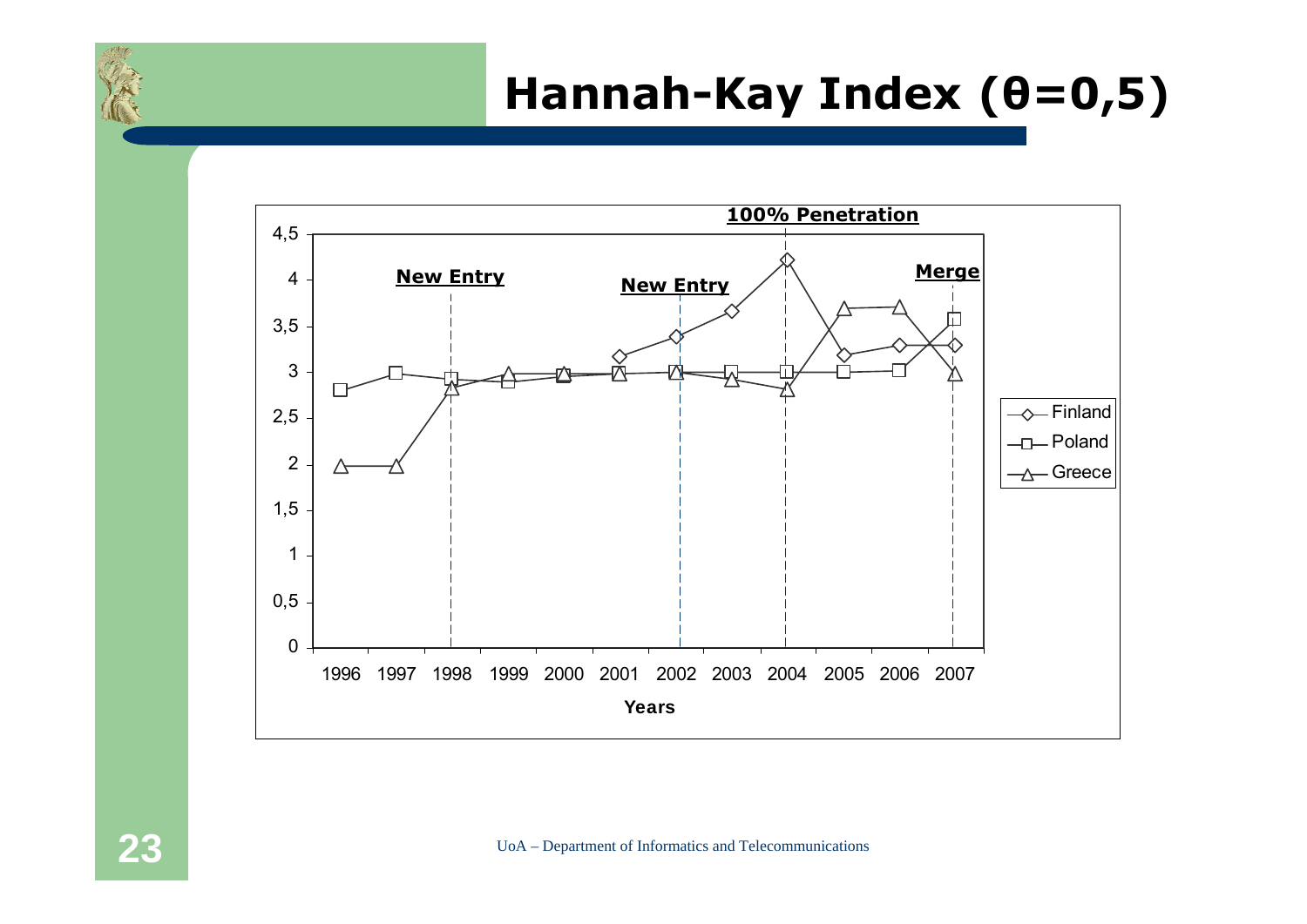# Hannah-Kay Index (θ=0,5)

Chart: Hannah-Kay index (θ=0,5) for Finland, Poland and Greece by year, 1996–2007. Y-axis range 0–4,5; x-axis label "Years". Event markers: New Entry (1998), New Entry (2002), 100% Penetration (2004), Merge (2007). Values below are approximate readings from the chart.

| Years | Finland | Poland | Greece |
|---|---|---|---|
| 1996 | | 2,8 | 2 |
| 1997 | | 3 | 2 |
| 1998 | | 2,93 | 2,83 |
| 1999 | | 2,9 | 3 |
| 2000 | | 2,97 | 2,97 |
| 2001 | 3,18 | 3 | 3 |
| 2002 | 3,4 | 3 | 3 |
| 2003 | 3,67 | 3 | 2,93 |
| 2004 | 4,22 | 3 | 2,83 |
| 2005 | 3,2 | 3 | 3,7 |
| 2006 | 3,3 | 3,02 | 3,72 |
| 2007 | 3,3 | 3,6 | 3 |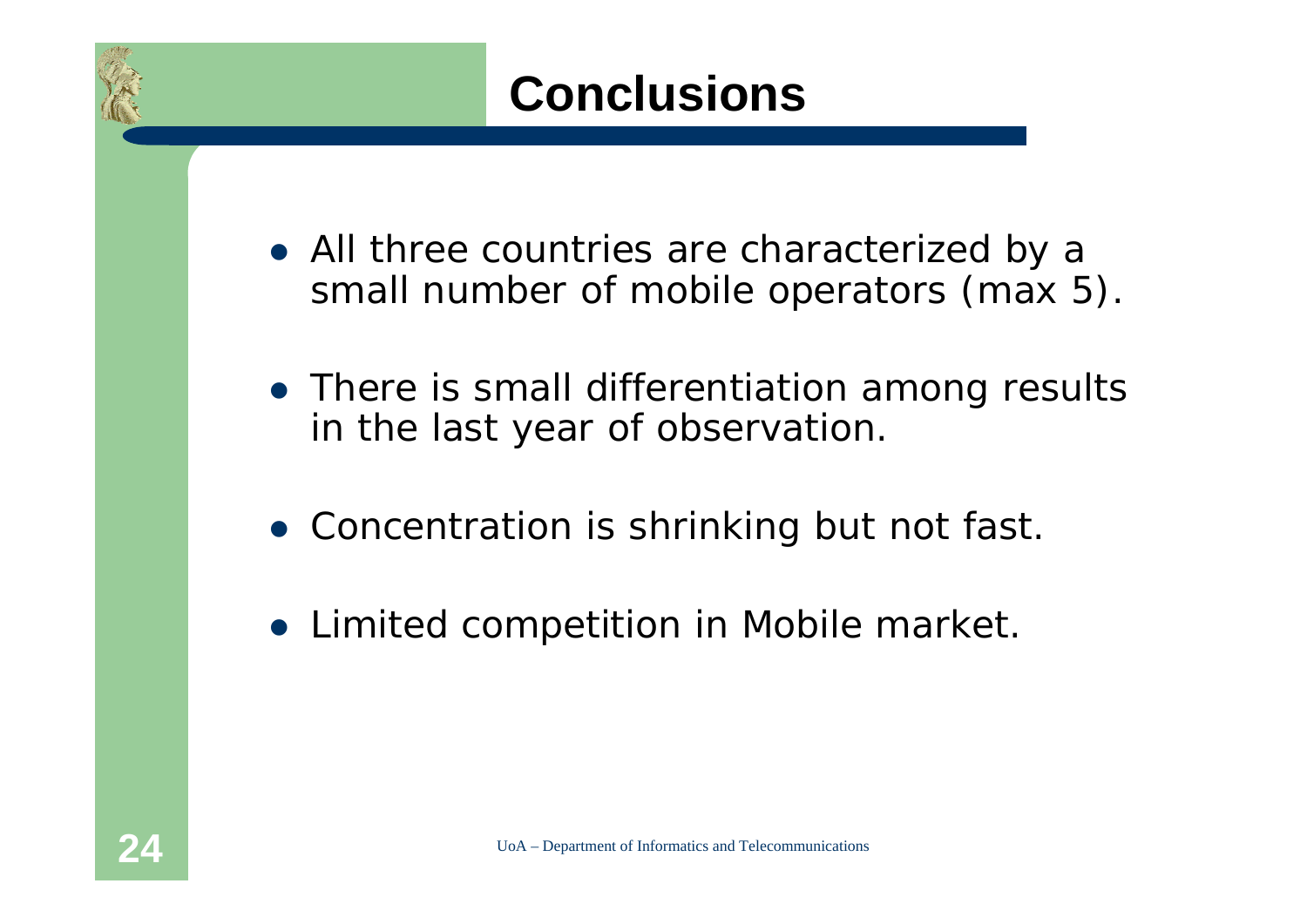# Conclusions

- All three countries are characterized by a small number of mobile operators (max 5).
- There is small differentiation among results in the last year of observation.
- Concentration is shrinking but not fast.
- Limited competition in Mobile market.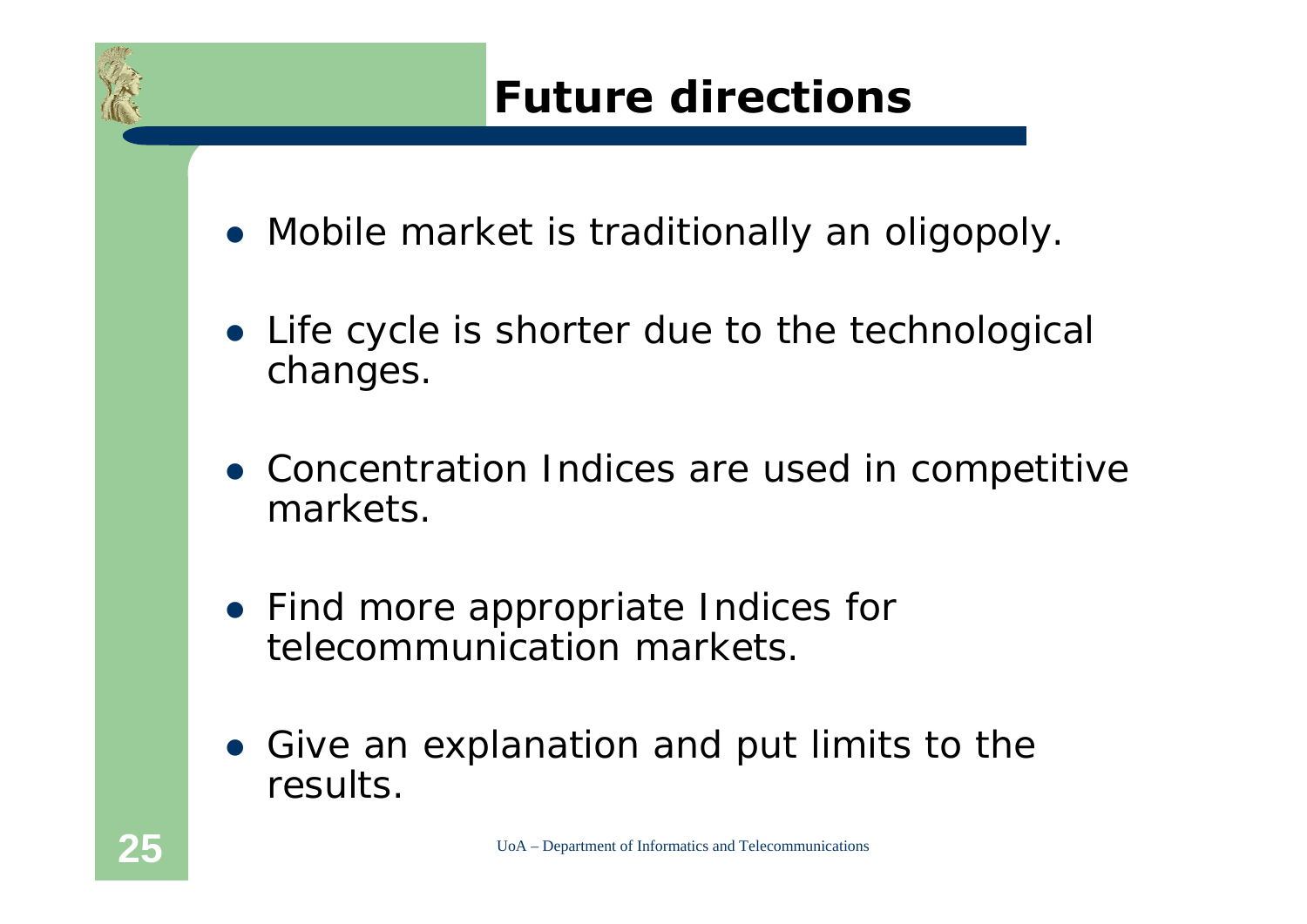# Future directions

- Mobile market is traditionally an oligopoly.
- Life cycle is shorter due to the technological changes.
- Concentration Indices are used in competitive markets.
- Find more appropriate Indices for telecommunication markets.
- Give an explanation and put limits to the results.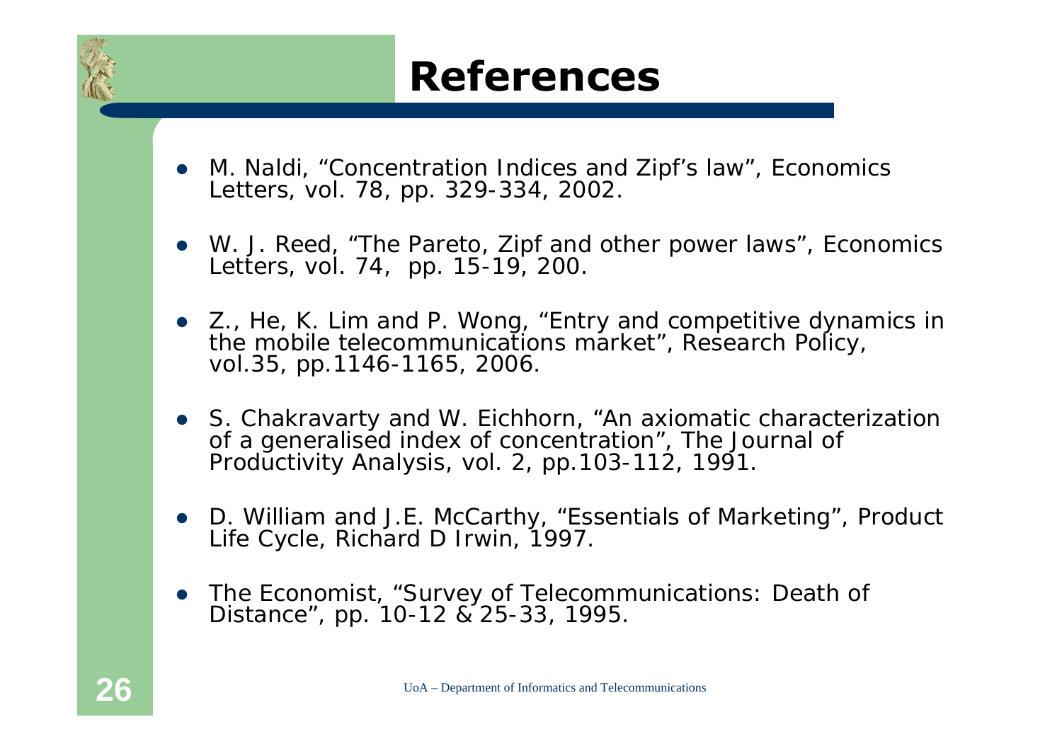# References

- M. Naldi, "Concentration Indices and Zipf's law", Economics Letters, vol. 78, pp. 329-334, 2002.
- W. J. Reed, "The Pareto, Zipf and other power laws", Economics Letters, vol. 74, pp. 15-19, 200.
- Z., He, K. Lim and P. Wong, "Entry and competitive dynamics in the mobile telecommunications market", Research Policy, vol.35, pp.1146-1165, 2006.
- S. Chakravarty and W. Eichhorn, "An axiomatic characterization of a generalised index of concentration", The Journal of Productivity Analysis, vol. 2, pp.103-112, 1991.
- D. William and J.E. McCarthy, "Essentials of Marketing", Product Life Cycle, Richard D Irwin, 1997.
- The Economist, "Survey of Telecommunications: Death of Distance", pp. 10-12 & 25-33, 1995.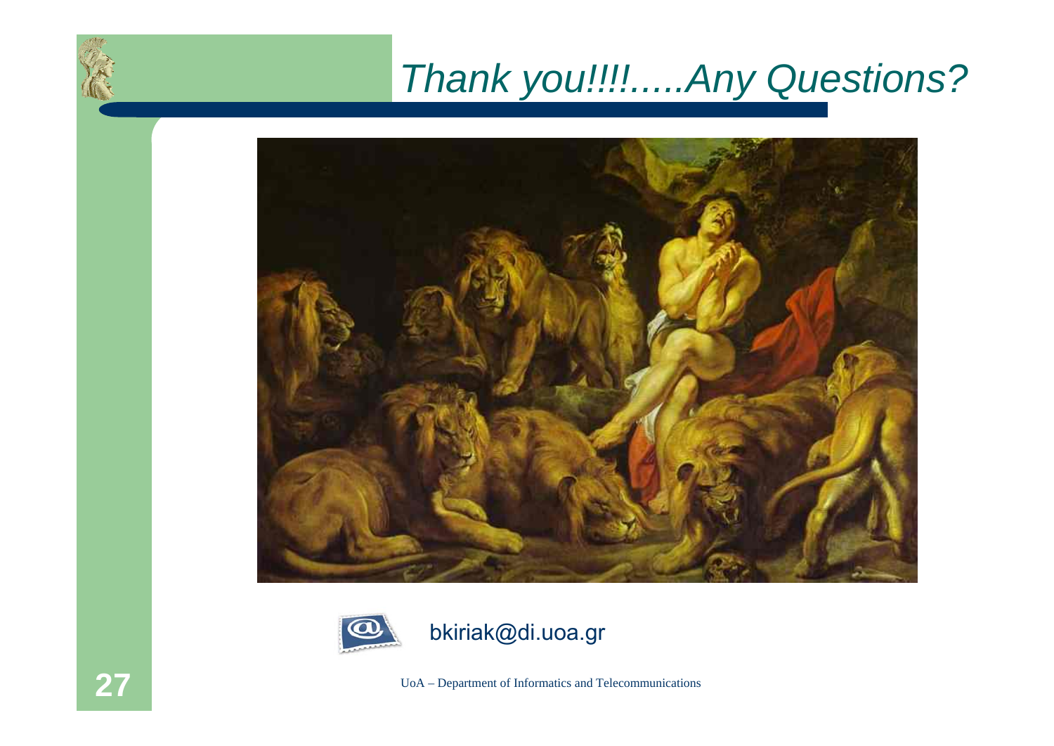# Thank you!!!!.....Any Questions?

bkiriak@di.uoa.gr

UoA – Department of Informatics and Telecommunications